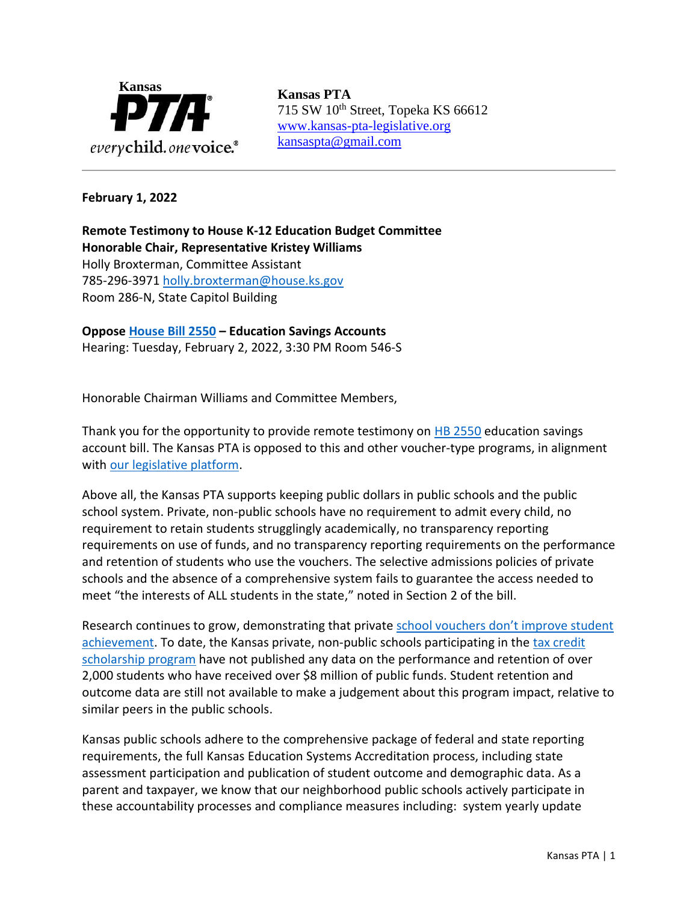Kansas PTA

*everychild. onevoice.*

**Kansas PTA**
715 SW 10th Street, Topeka KS 66612
www.kansas-pta-legislative.org
kansaspta@gmail.com

---

**February 1, 2022**

**Remote Testimony to House K-12 Education Budget Committee**
**Honorable Chair, Representative Kristey Williams**
Holly Broxterman, Committee Assistant
785-296-3971 holly.broxterman@house.ks.gov
Room 286-N, State Capitol Building

**Oppose House Bill 2550 – Education Savings Accounts**
Hearing: Tuesday, February 2, 2022, 3:30 PM Room 546-S

Honorable Chairman Williams and Committee Members,

Thank you for the opportunity to provide remote testimony on HB 2550 education savings account bill. The Kansas PTA is opposed to this and other voucher-type programs, in alignment with our legislative platform.

Above all, the Kansas PTA supports keeping public dollars in public schools and the public school system. Private, non-public schools have no requirement to admit every child, no requirement to retain students strugglingly academically, no transparency reporting requirements on use of funds, and no transparency reporting requirements on the performance and retention of students who use the vouchers. The selective admissions policies of private schools and the absence of a comprehensive system fails to guarantee the access needed to meet "the interests of ALL students in the state," noted in Section 2 of the bill.

Research continues to grow, demonstrating that private school vouchers don't improve student achievement. To date, the Kansas private, non-public schools participating in the tax credit scholarship program have not published any data on the performance and retention of over 2,000 students who have received over $8 million of public funds. Student retention and outcome data are still not available to make a judgement about this program impact, relative to similar peers in the public schools.

Kansas public schools adhere to the comprehensive package of federal and state reporting requirements, the full Kansas Education Systems Accreditation process, including state assessment participation and publication of student outcome and demographic data. As a parent and taxpayer, we know that our neighborhood public schools actively participate in these accountability processes and compliance measures including: system yearly update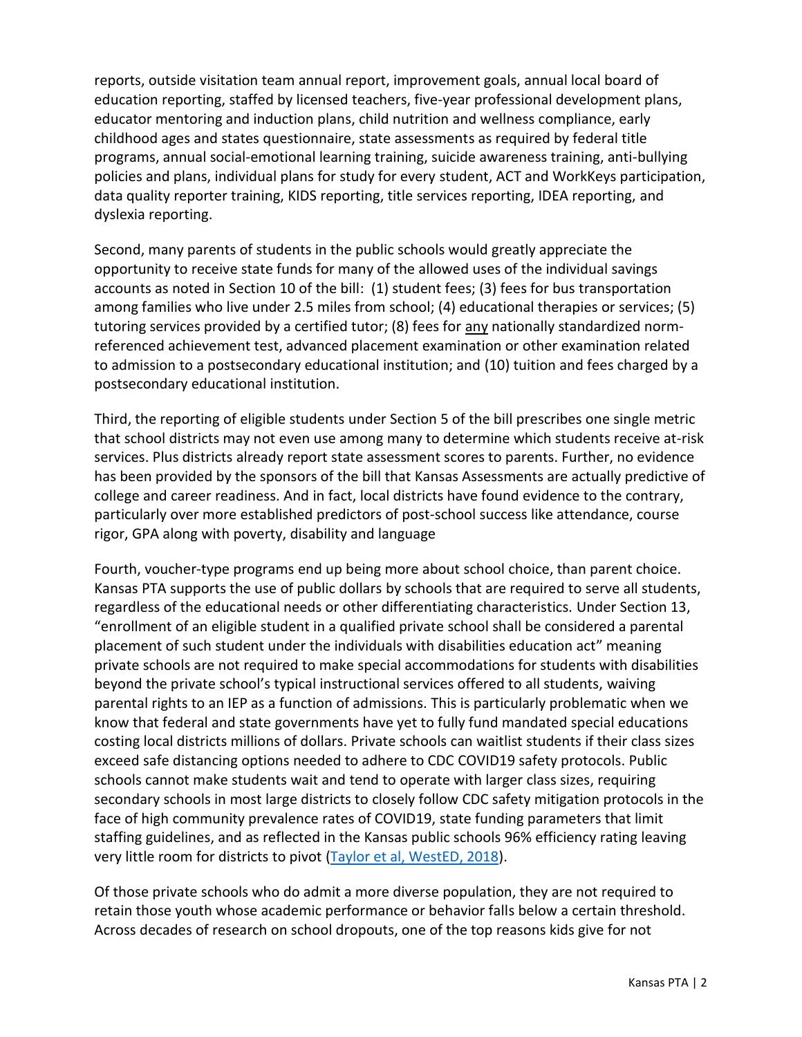reports, outside visitation team annual report, improvement goals, annual local board of education reporting, staffed by licensed teachers, five-year professional development plans, educator mentoring and induction plans, child nutrition and wellness compliance, early childhood ages and states questionnaire, state assessments as required by federal title programs, annual social-emotional learning training, suicide awareness training, anti-bullying policies and plans, individual plans for study for every student, ACT and WorkKeys participation, data quality reporter training, KIDS reporting, title services reporting, IDEA reporting, and dyslexia reporting.

Second, many parents of students in the public schools would greatly appreciate the opportunity to receive state funds for many of the allowed uses of the individual savings accounts as noted in Section 10 of the bill: (1) student fees; (3) fees for bus transportation among families who live under 2.5 miles from school; (4) educational therapies or services; (5) tutoring services provided by a certified tutor; (8) fees for <u>any</u> nationally standardized norm-referenced achievement test, advanced placement examination or other examination related to admission to a postsecondary educational institution; and (10) tuition and fees charged by a postsecondary educational institution.

Third, the reporting of eligible students under Section 5 of the bill prescribes one single metric that school districts may not even use among many to determine which students receive at-risk services. Plus districts already report state assessment scores to parents. Further, no evidence has been provided by the sponsors of the bill that Kansas Assessments are actually predictive of college and career readiness. And in fact, local districts have found evidence to the contrary, particularly over more established predictors of post-school success like attendance, course rigor, GPA along with poverty, disability and language

Fourth, voucher-type programs end up being more about school choice, than parent choice. Kansas PTA supports the use of public dollars by schools that are required to serve all students, regardless of the educational needs or other differentiating characteristics. Under Section 13, "enrollment of an eligible student in a qualified private school shall be considered a parental placement of such student under the individuals with disabilities education act" meaning private schools are not required to make special accommodations for students with disabilities beyond the private school's typical instructional services offered to all students, waiving parental rights to an IEP as a function of admissions. This is particularly problematic when we know that federal and state governments have yet to fully fund mandated special educations costing local districts millions of dollars. Private schools can waitlist students if their class sizes exceed safe distancing options needed to adhere to CDC COVID19 safety protocols. Public schools cannot make students wait and tend to operate with larger class sizes, requiring secondary schools in most large districts to closely follow CDC safety mitigation protocols in the face of high community prevalence rates of COVID19, state funding parameters that limit staffing guidelines, and as reflected in the Kansas public schools 96% efficiency rating leaving very little room for districts to pivot (Taylor et al, WestED, 2018).

Of those private schools who do admit a more diverse population, they are not required to retain those youth whose academic performance or behavior falls below a certain threshold. Across decades of research on school dropouts, one of the top reasons kids give for not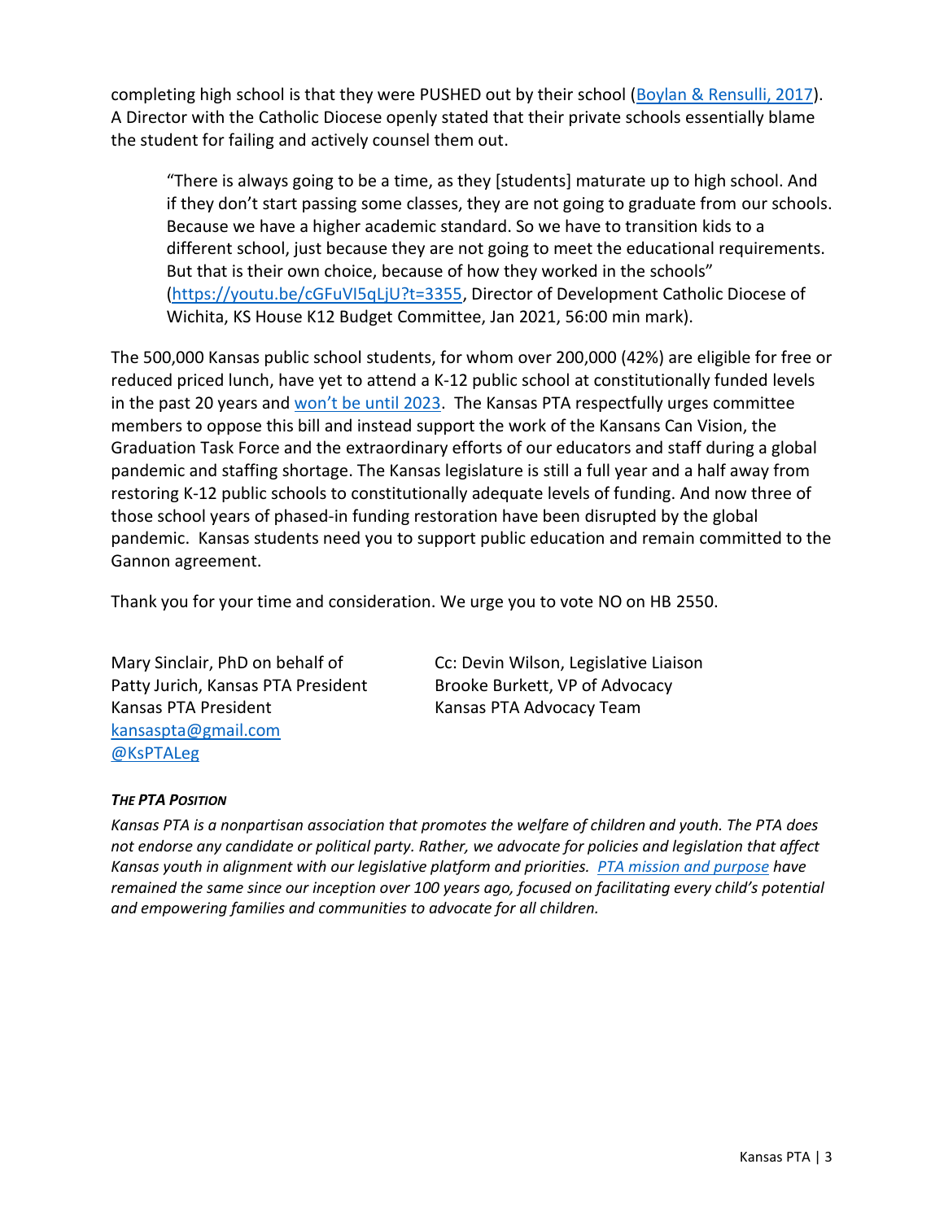completing high school is that they were PUSHED out by their school ([Boylan & Rensulli, 2017](#)). A Director with the Catholic Diocese openly stated that their private schools essentially blame the student for failing and actively counsel them out.

> "There is always going to be a time, as they [students] maturate up to high school. And if they don't start passing some classes, they are not going to graduate from our schools. Because we have a higher academic standard. So we have to transition kids to a different school, just because they are not going to meet the educational requirements. But that is their own choice, because of how they worked in the schools" (https://youtu.be/cGFuVI5qLjU?t=3355, Director of Development Catholic Diocese of Wichita, KS House K12 Budget Committee, Jan 2021, 56:00 min mark).

The 500,000 Kansas public school students, for whom over 200,000 (42%) are eligible for free or reduced priced lunch, have yet to attend a K-12 public school at constitutionally funded levels in the past 20 years and [won't be until 2023](#). The Kansas PTA respectfully urges committee members to oppose this bill and instead support the work of the Kansans Can Vision, the Graduation Task Force and the extraordinary efforts of our educators and staff during a global pandemic and staffing shortage. The Kansas legislature is still a full year and a half away from restoring K-12 public schools to constitutionally adequate levels of funding. And now three of those school years of phased-in funding restoration have been disrupted by the global pandemic. Kansas students need you to support public education and remain committed to the Gannon agreement.

Thank you for your time and consideration. We urge you to vote NO on HB 2550.

Mary Sinclair, PhD on behalf of
Patty Jurich, Kansas PTA President
Kansas PTA President
kansaspta@gmail.com
@KsPTALeg

Cc: Devin Wilson, Legislative Liaison
Brooke Burkett, VP of Advocacy
Kansas PTA Advocacy Team

***The PTA Position***

*Kansas PTA is a nonpartisan association that promotes the welfare of children and youth. The PTA does not endorse any candidate or political party. Rather, we advocate for policies and legislation that affect Kansas youth in alignment with our legislative platform and priorities. [PTA mission and purpose](#) have remained the same since our inception over 100 years ago, focused on facilitating every child's potential and empowering families and communities to advocate for all children.*